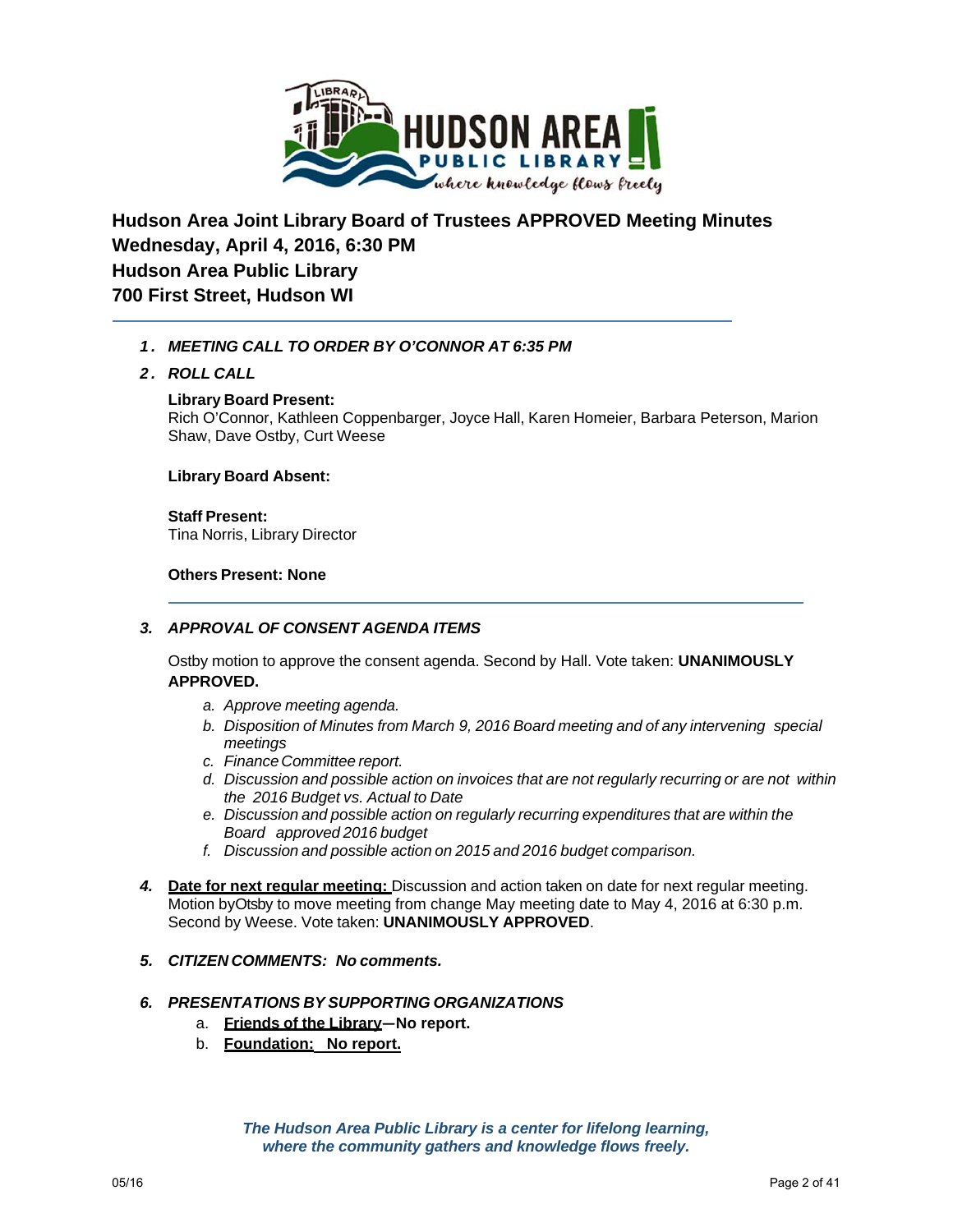# Hudson Area Joint Library Board of Trustees APPROVED Meeting Minutes
## Wednesday, April 4, 2016, 6:30 PM
## Hudson Area Public Library
## 700 First Street, Hudson WI

1. ***MEETING CALL TO ORDER BY O'CONNOR AT 6:35 PM***

2. ***ROLL CALL***

   **Library Board Present:**
   Rich O'Connor, Kathleen Coppenbarger, Joyce Hall, Karen Homeier, Barbara Peterson, Marion Shaw, Dave Ostby, Curt Weese

   **Library Board Absent:**

   **Staff Present:**
   Tina Norris, Library Director

   **Others Present: None**

3. ***APPROVAL OF CONSENT AGENDA ITEMS***

   Ostby motion to approve the consent agenda. Second by Hall. Vote taken: **UNANIMOUSLY APPROVED.**

   a. *Approve meeting agenda.*
   b. *Disposition of Minutes from March 9, 2016 Board meeting and of any intervening special meetings*
   c. *Finance Committee report.*
   d. *Discussion and possible action on invoices that are not regularly recurring or are not within the 2016 Budget vs. Actual to Date*
   e. *Discussion and possible action on regularly recurring expenditures that are within the Board approved 2016 budget*
   f. *Discussion and possible action on 2015 and 2016 budget comparison.*

4. **Date for next regular meeting:** Discussion and action taken on date for next regular meeting. Motion byOtsby to move meeting from change May meeting date to May 4, 2016 at 6:30 p.m. Second by Weese. Vote taken: **UNANIMOUSLY APPROVED**.

5. ***CITIZEN COMMENTS: No comments.***

6. ***PRESENTATIONS BY SUPPORTING ORGANIZATIONS***
   a. **Friends of the Library—No report.**
   b. **Foundation: No report.**

***The Hudson Area Public Library is a center for lifelong learning, where the community gathers and knowledge flows freely.***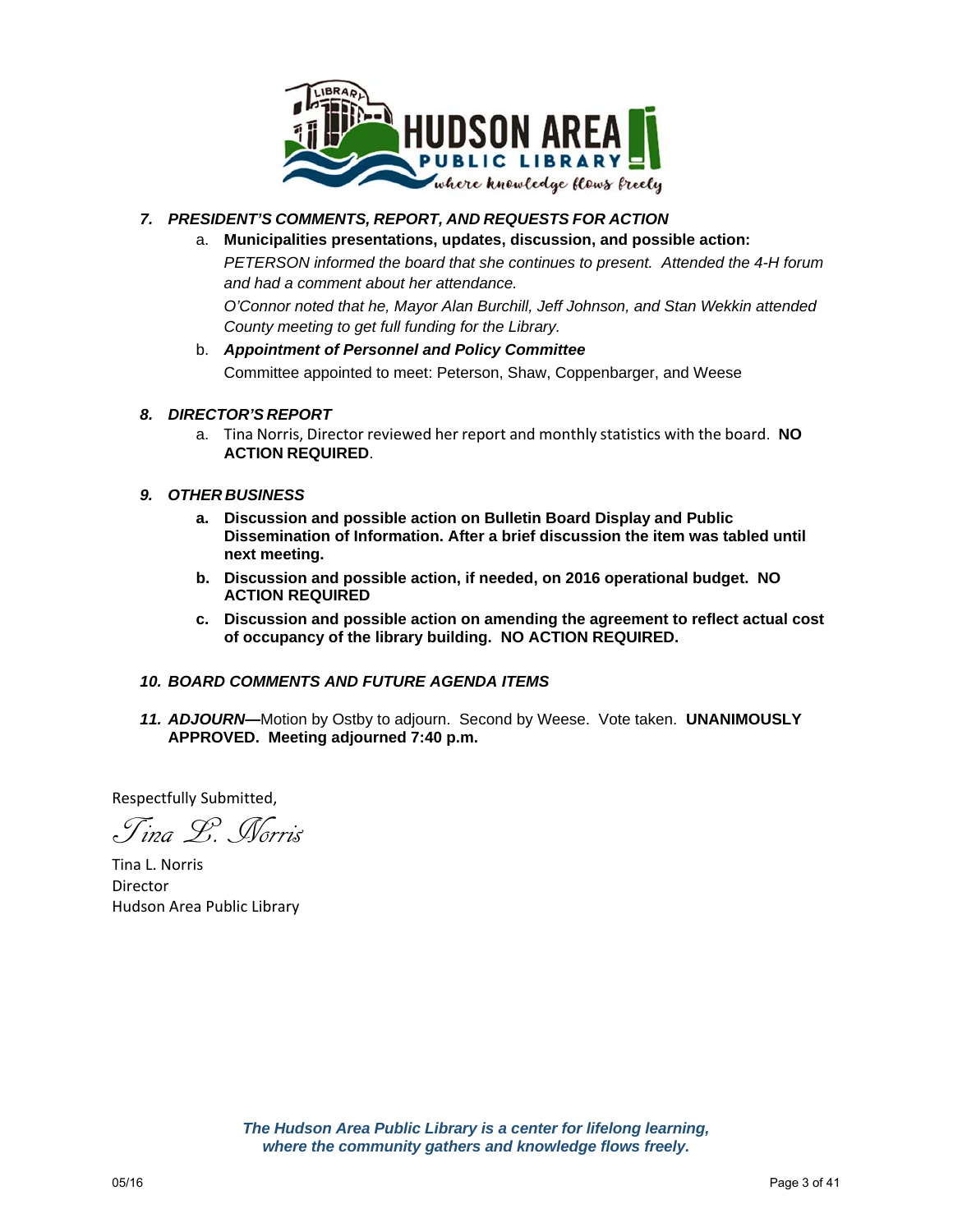***7. PRESIDENT'S COMMENTS, REPORT, AND REQUESTS FOR ACTION***

a. **Municipalities presentations, updates, discussion, and possible action:**

*PETERSON informed the board that she continues to present. Attended the 4-H forum and had a comment about her attendance.*

*O'Connor noted that he, Mayor Alan Burchill, Jeff Johnson, and Stan Wekkin attended County meeting to get full funding for the Library.*

b. ***Appointment of Personnel and Policy Committee***

Committee appointed to meet: Peterson, Shaw, Coppenbarger, and Weese

***8. DIRECTOR'S REPORT***

a. Tina Norris, Director reviewed her report and monthly statistics with the board. **NO ACTION REQUIRED**.

***9. OTHER BUSINESS***

**a. Discussion and possible action on Bulletin Board Display and Public Dissemination of Information. After a brief discussion the item was tabled until next meeting.**

**b. Discussion and possible action, if needed, on 2016 operational budget. NO ACTION REQUIRED**

**c. Discussion and possible action on amending the agreement to reflect actual cost of occupancy of the library building. NO ACTION REQUIRED.**

***10. BOARD COMMENTS AND FUTURE AGENDA ITEMS***

***11. ADJOURN—***Motion by Ostby to adjourn. Second by Weese. Vote taken. **UNANIMOUSLY APPROVED. Meeting adjourned 7:40 p.m.**

Respectfully Submitted,

*Tina L. Norris*

Tina L. Norris
Director
Hudson Area Public Library

***The Hudson Area Public Library is a center for lifelong learning, where the community gathers and knowledge flows freely.***

05/16